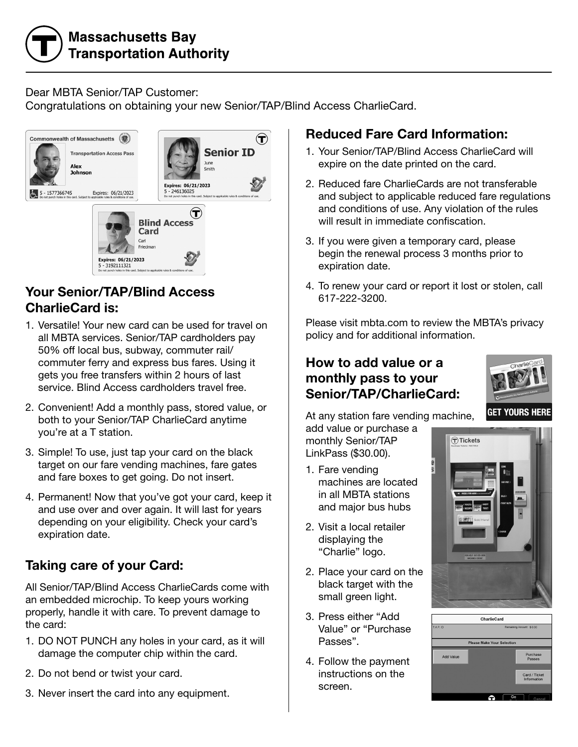# Massachusetts Bay Transportation Authority

Dear MBTA Senior/TAP Customer:
Congratulations on obtaining your new Senior/TAP/Blind Access CharlieCard.

## Your Senior/TAP/Blind Access CharlieCard is:

1. Versatile! Your new card can be used for travel on all MBTA services. Senior/TAP cardholders pay 50% off local bus, subway, commuter rail/ commuter ferry and express bus fares. Using it gets you free transfers within 2 hours of last service. Blind Access cardholders travel free.
2. Convenient! Add a monthly pass, stored value, or both to your Senior/TAP CharlieCard anytime you're at a T station.
3. Simple! To use, just tap your card on the black target on our fare vending machines, fare gates and fare boxes to get going. Do not insert.
4. Permanent! Now that you've got your card, keep it and use over and over again. It will last for years depending on your eligibility. Check your card's expiration date.

## Taking care of your Card:

All Senior/TAP/Blind Access CharlieCards come with an embedded microchip. To keep yours working properly, handle it with care. To prevent damage to the card:

1. DO NOT PUNCH any holes in your card, as it will damage the computer chip within the card.
2. Do not bend or twist your card.
3. Never insert the card into any equipment.

## Reduced Fare Card Information:

1. Your Senior/TAP/Blind Access CharlieCard will expire on the date printed on the card.
2. Reduced fare CharlieCards are not transferable and subject to applicable reduced fare regulations and conditions of use. Any violation of the rules will result in immediate confiscation.
3. If you were given a temporary card, please begin the renewal process 3 months prior to expiration date.
4. To renew your card or report it lost or stolen, call 617-222-3200.

Please visit mbta.com to review the MBTA's privacy policy and for additional information.

## How to add value or a monthly pass to your Senior/TAP/CharlieCard:

At any station fare vending machine, add value or purchase a monthly Senior/TAP LinkPass ($30.00).

1. Fare vending machines are located in all MBTA stations and major bus hubs
2. Visit a local retailer displaying the "Charlie" logo.
2. Place your card on the black target with the small green light.
3. Press either "Add Value" or "Purchase Passes".
4. Follow the payment instructions on the screen.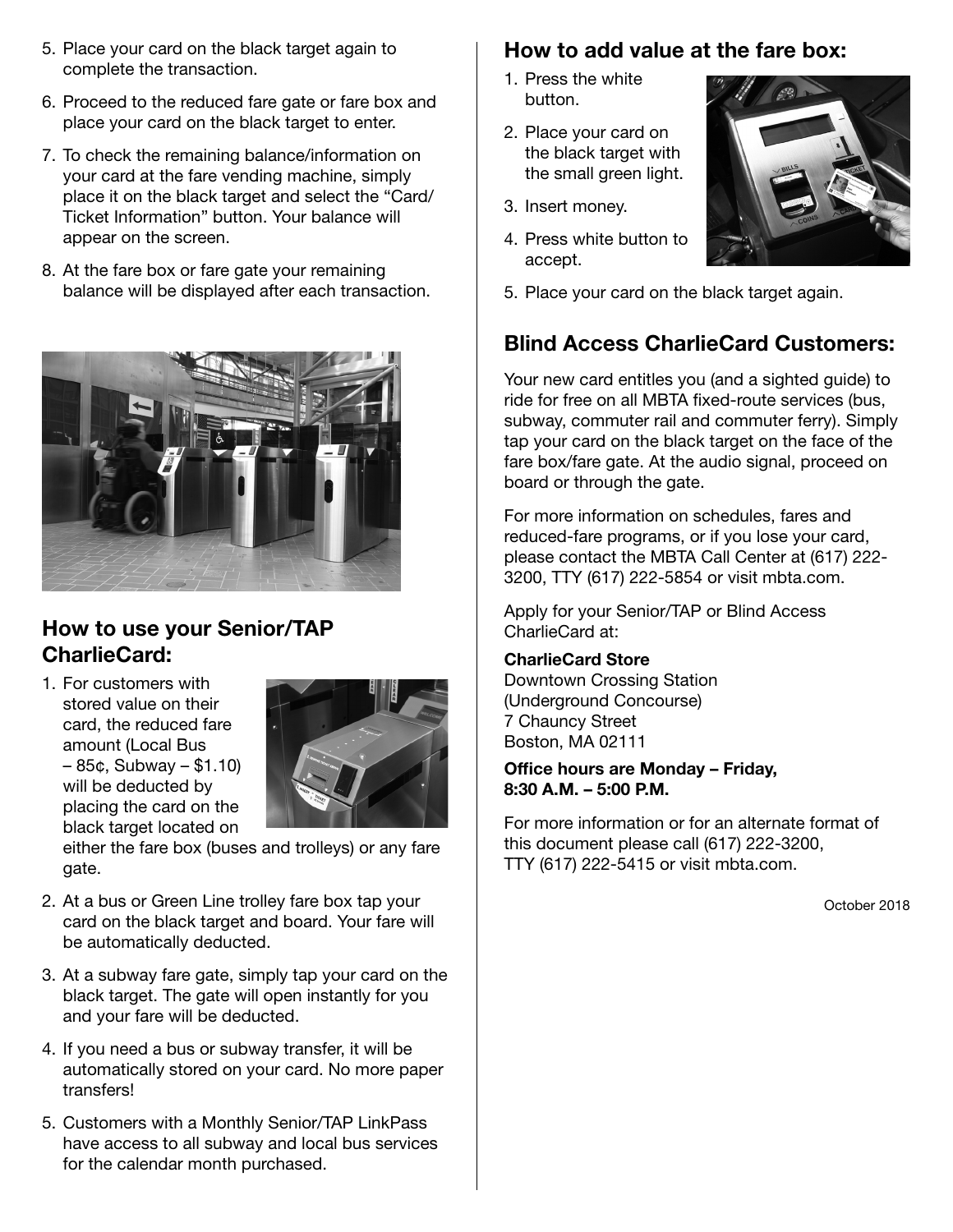5. Place your card on the black target again to complete the transaction.
6. Proceed to the reduced fare gate or fare box and place your card on the black target to enter.
7. To check the remaining balance/information on your card at the fare vending machine, simply place it on the black target and select the "Card/ Ticket Information" button. Your balance will appear on the screen.
8. At the fare box or fare gate your remaining balance will be displayed after each transaction.

## How to use your Senior/TAP CharlieCard:

1. For customers with stored value on their card, the reduced fare amount (Local Bus – 85¢, Subway – $1.10) will be deducted by placing the card on the black target located on either the fare box (buses and trolleys) or any fare gate.
2. At a bus or Green Line trolley fare box tap your card on the black target and board. Your fare will be automatically deducted.
3. At a subway fare gate, simply tap your card on the black target. The gate will open instantly for you and your fare will be deducted.
4. If you need a bus or subway transfer, it will be automatically stored on your card. No more paper transfers!
5. Customers with a Monthly Senior/TAP LinkPass have access to all subway and local bus services for the calendar month purchased.

## How to add value at the fare box:

1. Press the white button.
2. Place your card on the black target with the small green light.
3. Insert money.
4. Press white button to accept.
5. Place your card on the black target again.

## Blind Access CharlieCard Customers:

Your new card entitles you (and a sighted guide) to ride for free on all MBTA fixed-route services (bus, subway, commuter rail and commuter ferry). Simply tap your card on the black target on the face of the fare box/fare gate. At the audio signal, proceed on board or through the gate.

For more information on schedules, fares and reduced-fare programs, or if you lose your card, please contact the MBTA Call Center at (617) 222-3200, TTY (617) 222-5854 or visit mbta.com.

Apply for your Senior/TAP or Blind Access CharlieCard at:

**CharlieCard Store**
Downtown Crossing Station
(Underground Concourse)
7 Chauncy Street
Boston, MA 02111

**Office hours are Monday – Friday, 8:30 A.M. – 5:00 P.M.**

For more information or for an alternate format of this document please call (617) 222-3200, TTY (617) 222-5415 or visit mbta.com.

October 2018